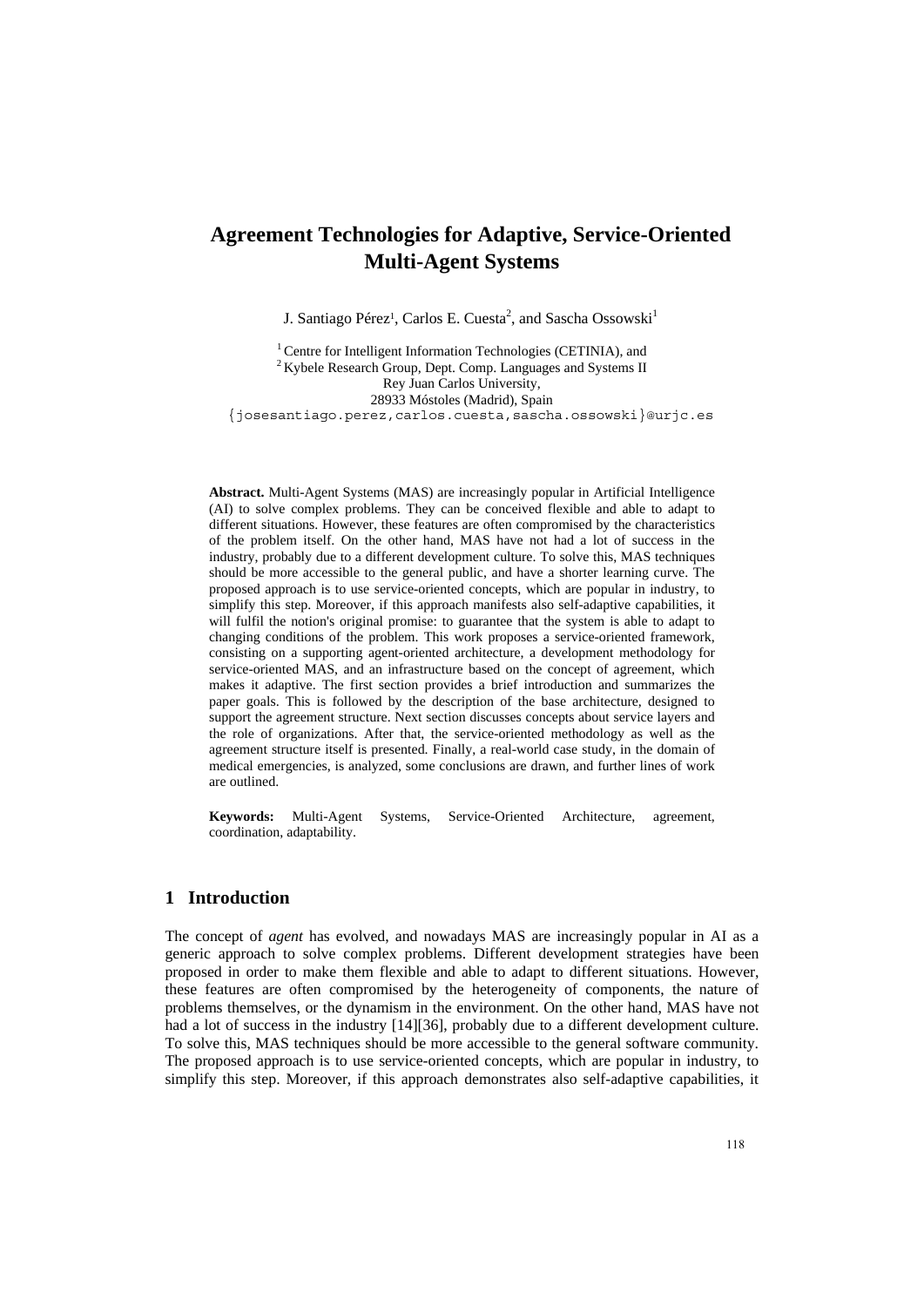# Agreement Technologies for Adaptive, Service-Oriented Multi-Agent Systems

J. Santiago Pérez[1], Carlos E. Cuesta[2], and Sascha Ossowski[1]

[1] Centre for Intelligent Information Technologies (CETINIA), and
[2] Kybele Research Group, Dept. Comp. Languages and Systems II
Rey Juan Carlos University,
28933 Móstoles (Madrid), Spain
{josesantiago.perez,carlos.cuesta,sascha.ossowski}@urjc.es

**Abstract.** Multi-Agent Systems (MAS) are increasingly popular in Artificial Intelligence (AI) to solve complex problems. They can be conceived flexible and able to adapt to different situations. However, these features are often compromised by the characteristics of the problem itself. On the other hand, MAS have not had a lot of success in the industry, probably due to a different development culture. To solve this, MAS techniques should be more accessible to the general public, and have a shorter learning curve. The proposed approach is to use service-oriented concepts, which are popular in industry, to simplify this step. Moreover, if this approach manifests also self-adaptive capabilities, it will fulfil the notion's original promise: to guarantee that the system is able to adapt to changing conditions of the problem. This work proposes a service-oriented framework, consisting on a supporting agent-oriented architecture, a development methodology for service-oriented MAS, and an infrastructure based on the concept of agreement, which makes it adaptive. The first section provides a brief introduction and summarizes the paper goals. This is followed by the description of the base architecture, designed to support the agreement structure. Next section discusses concepts about service layers and the role of organizations. After that, the service-oriented methodology as well as the agreement structure itself is presented. Finally, a real-world case study, in the domain of medical emergencies, is analyzed, some conclusions are drawn, and further lines of work are outlined.

**Keywords:** Multi-Agent Systems, Service-Oriented Architecture, agreement, coordination, adaptability.

## 1 Introduction

The concept of *agent* has evolved, and nowadays MAS are increasingly popular in AI as a generic approach to solve complex problems. Different development strategies have been proposed in order to make them flexible and able to adapt to different situations. However, these features are often compromised by the heterogeneity of components, the nature of problems themselves, or the dynamism in the environment. On the other hand, MAS have not had a lot of success in the industry [14][36], probably due to a different development culture. To solve this, MAS techniques should be more accessible to the general software community. The proposed approach is to use service-oriented concepts, which are popular in industry, to simplify this step. Moreover, if this approach demonstrates also self-adaptive capabilities, it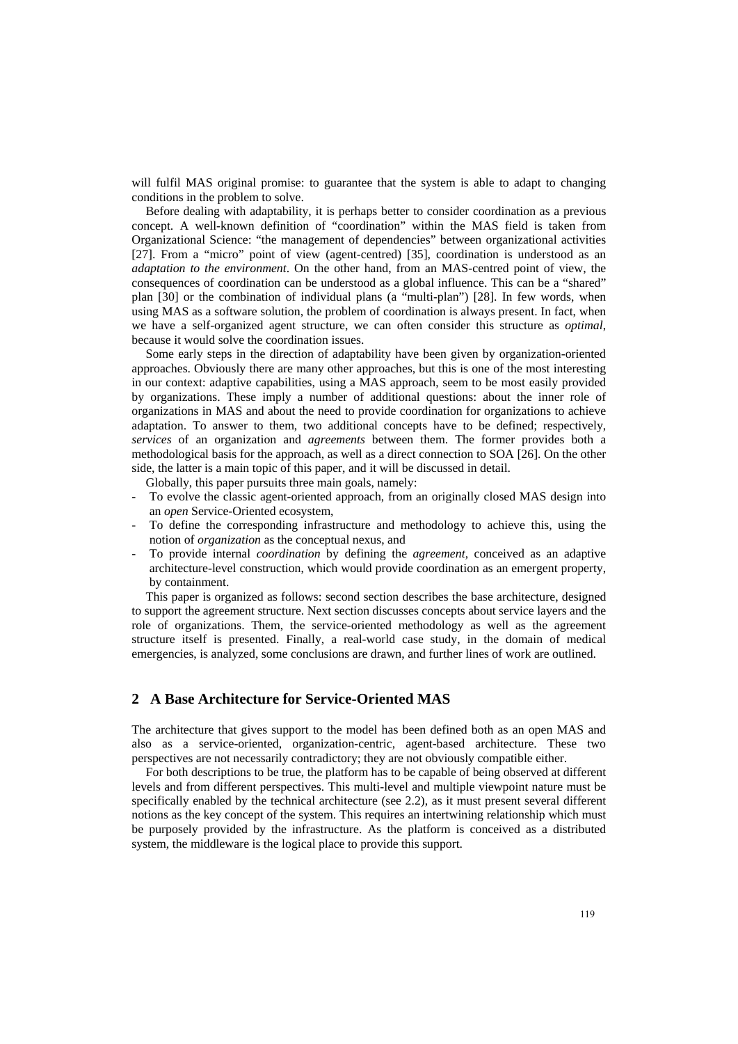will fulfil MAS original promise: to guarantee that the system is able to adapt to changing conditions in the problem to solve.

Before dealing with adaptability, it is perhaps better to consider coordination as a previous concept. A well-known definition of "coordination" within the MAS field is taken from Organizational Science: "the management of dependencies" between organizational activities [27]. From a "micro" point of view (agent-centred) [35], coordination is understood as an *adaptation to the environment*. On the other hand, from an MAS-centred point of view, the consequences of coordination can be understood as a global influence. This can be a "shared" plan [30] or the combination of individual plans (a "multi-plan") [28]. In few words, when using MAS as a software solution, the problem of coordination is always present. In fact, when we have a self-organized agent structure, we can often consider this structure as *optimal*, because it would solve the coordination issues.

Some early steps in the direction of adaptability have been given by organization-oriented approaches. Obviously there are many other approaches, but this is one of the most interesting in our context: adaptive capabilities, using a MAS approach, seem to be most easily provided by organizations. These imply a number of additional questions: about the inner role of organizations in MAS and about the need to provide coordination for organizations to achieve adaptation. To answer to them, two additional concepts have to be defined; respectively, *services* of an organization and *agreements* between them. The former provides both a methodological basis for the approach, as well as a direct connection to SOA [26]. On the other side, the latter is a main topic of this paper, and it will be discussed in detail.

Globally, this paper pursuits three main goals, namely:

- To evolve the classic agent-oriented approach, from an originally closed MAS design into an *open* Service-Oriented ecosystem,
- To define the corresponding infrastructure and methodology to achieve this, using the notion of *organization* as the conceptual nexus, and
- To provide internal *coordination* by defining the *agreement*, conceived as an adaptive architecture-level construction, which would provide coordination as an emergent property, by containment.

This paper is organized as follows: second section describes the base architecture, designed to support the agreement structure. Next section discusses concepts about service layers and the role of organizations. Them, the service-oriented methodology as well as the agreement structure itself is presented. Finally, a real-world case study, in the domain of medical emergencies, is analyzed, some conclusions are drawn, and further lines of work are outlined.

## 2 A Base Architecture for Service-Oriented MAS

The architecture that gives support to the model has been defined both as an open MAS and also as a service-oriented, organization-centric, agent-based architecture. These two perspectives are not necessarily contradictory; they are not obviously compatible either.

For both descriptions to be true, the platform has to be capable of being observed at different levels and from different perspectives. This multi-level and multiple viewpoint nature must be specifically enabled by the technical architecture (see 2.2), as it must present several different notions as the key concept of the system. This requires an intertwining relationship which must be purposely provided by the infrastructure. As the platform is conceived as a distributed system, the middleware is the logical place to provide this support.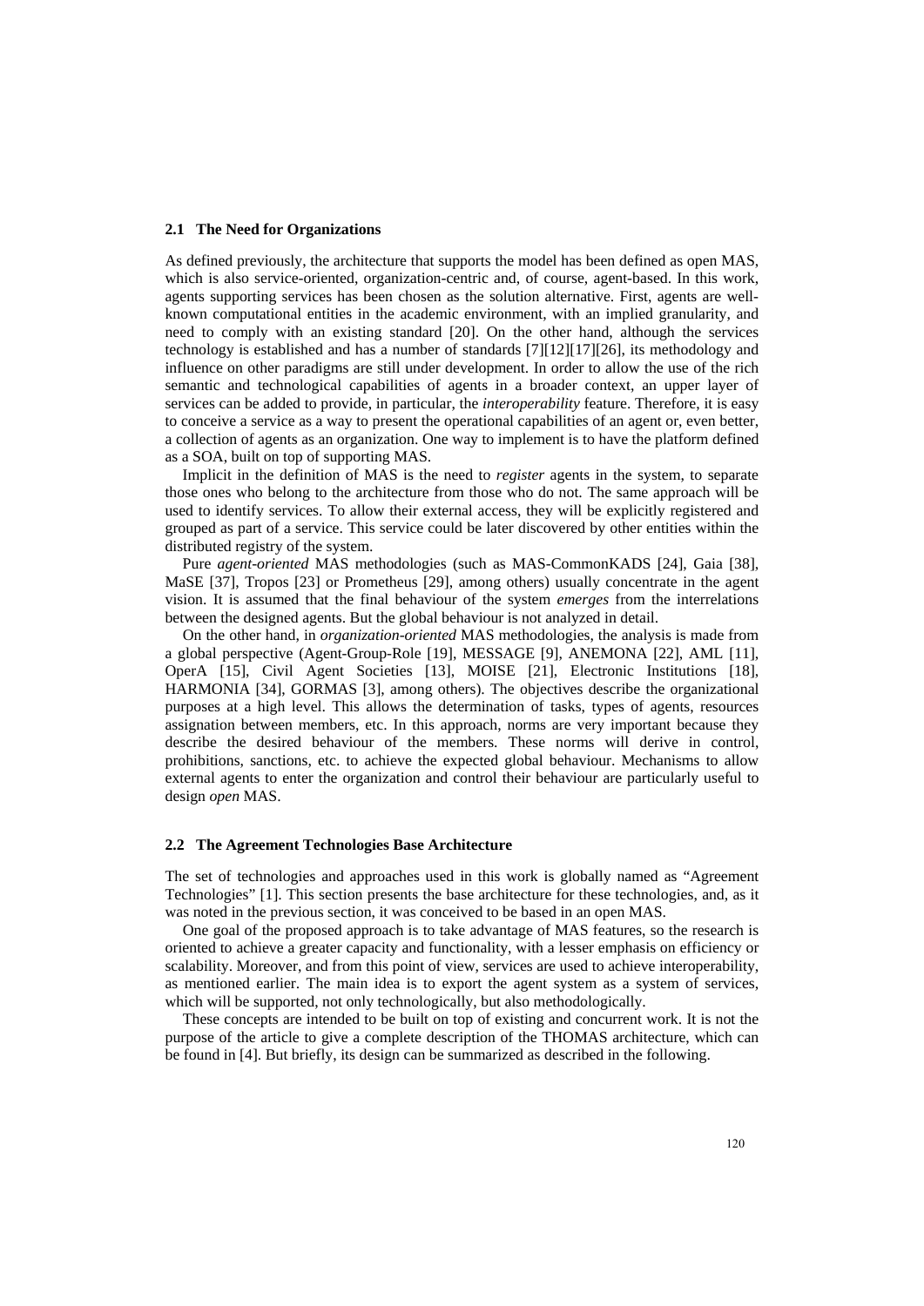### 2.1 The Need for Organizations

As defined previously, the architecture that supports the model has been defined as open MAS, which is also service-oriented, organization-centric and, of course, agent-based. In this work, agents supporting services has been chosen as the solution alternative. First, agents are well-known computational entities in the academic environment, with an implied granularity, and need to comply with an existing standard [20]. On the other hand, although the services technology is established and has a number of standards [7][12][17][26], its methodology and influence on other paradigms are still under development. In order to allow the use of the rich semantic and technological capabilities of agents in a broader context, an upper layer of services can be added to provide, in particular, the *interoperability* feature. Therefore, it is easy to conceive a service as a way to present the operational capabilities of an agent or, even better, a collection of agents as an organization. One way to implement is to have the platform defined as a SOA, built on top of supporting MAS.

Implicit in the definition of MAS is the need to *register* agents in the system, to separate those ones who belong to the architecture from those who do not. The same approach will be used to identify services. To allow their external access, they will be explicitly registered and grouped as part of a service. This service could be later discovered by other entities within the distributed registry of the system.

Pure *agent-oriented* MAS methodologies (such as MAS-CommonKADS [24], Gaia [38], MaSE [37], Tropos [23] or Prometheus [29], among others) usually concentrate in the agent vision. It is assumed that the final behaviour of the system *emerges* from the interrelations between the designed agents. But the global behaviour is not analyzed in detail.

On the other hand, in *organization-oriented* MAS methodologies, the analysis is made from a global perspective (Agent-Group-Role [19], MESSAGE [9], ANEMONA [22], AML [11], OperA [15], Civil Agent Societies [13], MOISE [21], Electronic Institutions [18], HARMONIA [34], GORMAS [3], among others). The objectives describe the organizational purposes at a high level. This allows the determination of tasks, types of agents, resources assignation between members, etc. In this approach, norms are very important because they describe the desired behaviour of the members. These norms will derive in control, prohibitions, sanctions, etc. to achieve the expected global behaviour. Mechanisms to allow external agents to enter the organization and control their behaviour are particularly useful to design *open* MAS.

### 2.2 The Agreement Technologies Base Architecture

The set of technologies and approaches used in this work is globally named as "Agreement Technologies" [1]. This section presents the base architecture for these technologies, and, as it was noted in the previous section, it was conceived to be based in an open MAS.

One goal of the proposed approach is to take advantage of MAS features, so the research is oriented to achieve a greater capacity and functionality, with a lesser emphasis on efficiency or scalability. Moreover, and from this point of view, services are used to achieve interoperability, as mentioned earlier. The main idea is to export the agent system as a system of services, which will be supported, not only technologically, but also methodologically.

These concepts are intended to be built on top of existing and concurrent work. It is not the purpose of the article to give a complete description of the THOMAS architecture, which can be found in [4]. But briefly, its design can be summarized as described in the following.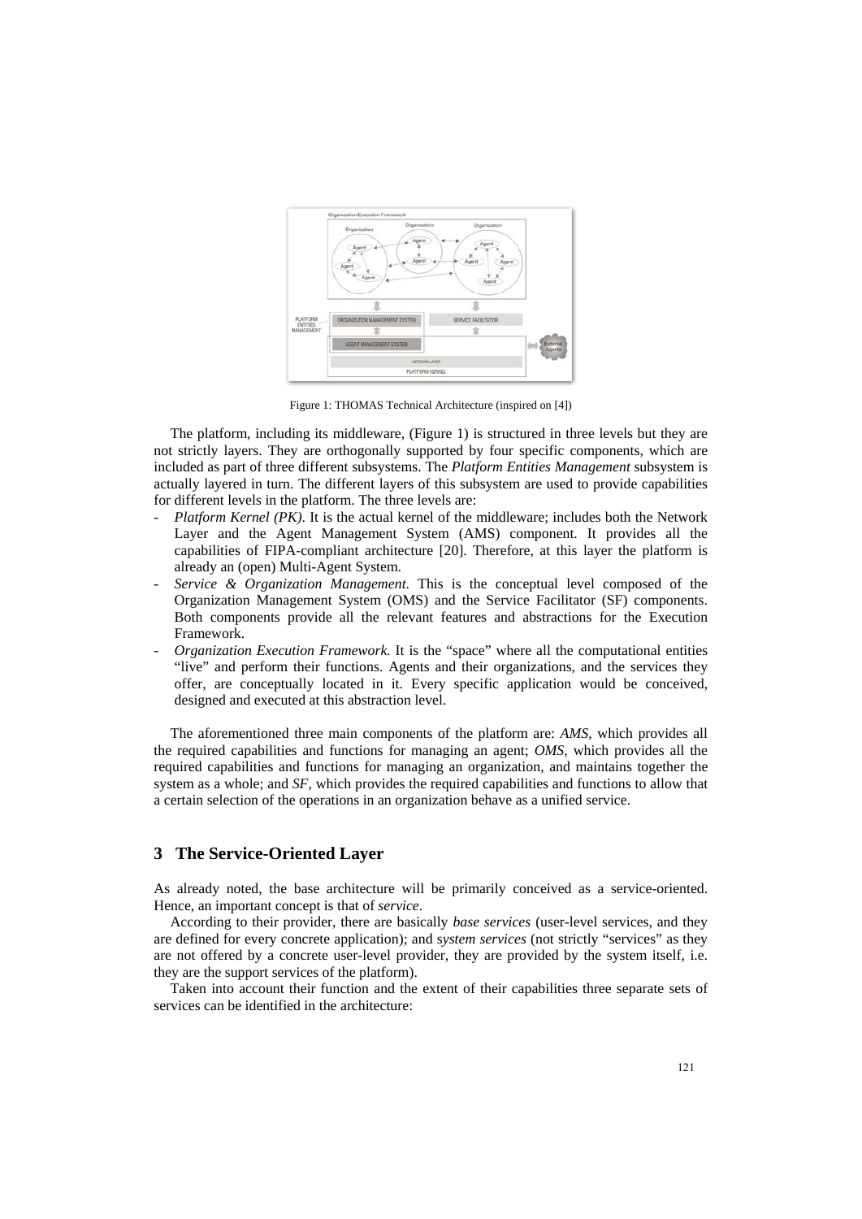Figure 1: THOMAS Technical Architecture (inspired on [4])

The platform, including its middleware, (Figure 1) is structured in three levels but they are not strictly layers. They are orthogonally supported by four specific components, which are included as part of three different subsystems. The *Platform Entities Management* subsystem is actually layered in turn. The different layers of this subsystem are used to provide capabilities for different levels in the platform. The three levels are:

- *Platform Kernel (PK)*. It is the actual kernel of the middleware; includes both the Network Layer and the Agent Management System (AMS) component. It provides all the capabilities of FIPA-compliant architecture [20]. Therefore, at this layer the platform is already an (open) Multi-Agent System.
- *Service & Organization Management*. This is the conceptual level composed of the Organization Management System (OMS) and the Service Facilitator (SF) components. Both components provide all the relevant features and abstractions for the Execution Framework.
- *Organization Execution Framework.* It is the "space" where all the computational entities "live" and perform their functions. Agents and their organizations, and the services they offer, are conceptually located in it. Every specific application would be conceived, designed and executed at this abstraction level.

The aforementioned three main components of the platform are: *AMS,* which provides all the required capabilities and functions for managing an agent; *OMS*, which provides all the required capabilities and functions for managing an organization, and maintains together the system as a whole; and *SF,* which provides the required capabilities and functions to allow that a certain selection of the operations in an organization behave as a unified service.

## 3 The Service-Oriented Layer

As already noted, the base architecture will be primarily conceived as a service-oriented. Hence, an important concept is that of *service*.

According to their provider, there are basically *base services* (user-level services, and they are defined for every concrete application); and s*ystem services* (not strictly "services" as they are not offered by a concrete user-level provider, they are provided by the system itself, i.e. they are the support services of the platform).

Taken into account their function and the extent of their capabilities three separate sets of services can be identified in the architecture: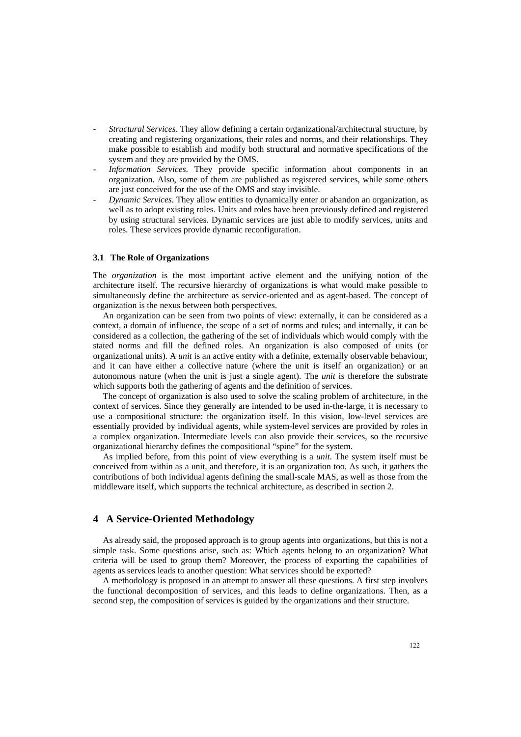- *Structural Services*. They allow defining a certain organizational/architectural structure, by creating and registering organizations, their roles and norms, and their relationships. They make possible to establish and modify both structural and normative specifications of the system and they are provided by the OMS.
- *Information Services*. They provide specific information about components in an organization. Also, some of them are published as registered services, while some others are just conceived for the use of the OMS and stay invisible.
- *Dynamic Services*. They allow entities to dynamically enter or abandon an organization, as well as to adopt existing roles. Units and roles have been previously defined and registered by using structural services. Dynamic services are just able to modify services, units and roles. These services provide dynamic reconfiguration.

### 3.1 The Role of Organizations

The *organization* is the most important active element and the unifying notion of the architecture itself. The recursive hierarchy of organizations is what would make possible to simultaneously define the architecture as service-oriented and as agent-based. The concept of organization is the nexus between both perspectives.

An organization can be seen from two points of view: externally, it can be considered as a context, a domain of influence, the scope of a set of norms and rules; and internally, it can be considered as a collection, the gathering of the set of individuals which would comply with the stated norms and fill the defined roles. An organization is also composed of units (or organizational units). A *unit* is an active entity with a definite, externally observable behaviour, and it can have either a collective nature (where the unit is itself an organization) or an autonomous nature (when the unit is just a single agent). The *unit* is therefore the substrate which supports both the gathering of agents and the definition of services.

The concept of organization is also used to solve the scaling problem of architecture, in the context of services. Since they generally are intended to be used in-the-large, it is necessary to use a compositional structure: the organization itself. In this vision, low-level services are essentially provided by individual agents, while system-level services are provided by roles in a complex organization. Intermediate levels can also provide their services, so the recursive organizational hierarchy defines the compositional "spine" for the system.

As implied before, from this point of view everything is a *unit*. The system itself must be conceived from within as a unit, and therefore, it is an organization too. As such, it gathers the contributions of both individual agents defining the small-scale MAS, as well as those from the middleware itself, which supports the technical architecture, as described in section 2.

## 4 A Service-Oriented Methodology

As already said, the proposed approach is to group agents into organizations, but this is not a simple task. Some questions arise, such as: Which agents belong to an organization? What criteria will be used to group them? Moreover, the process of exporting the capabilities of agents as services leads to another question: What services should be exported?

A methodology is proposed in an attempt to answer all these questions. A first step involves the functional decomposition of services, and this leads to define organizations. Then, as a second step, the composition of services is guided by the organizations and their structure.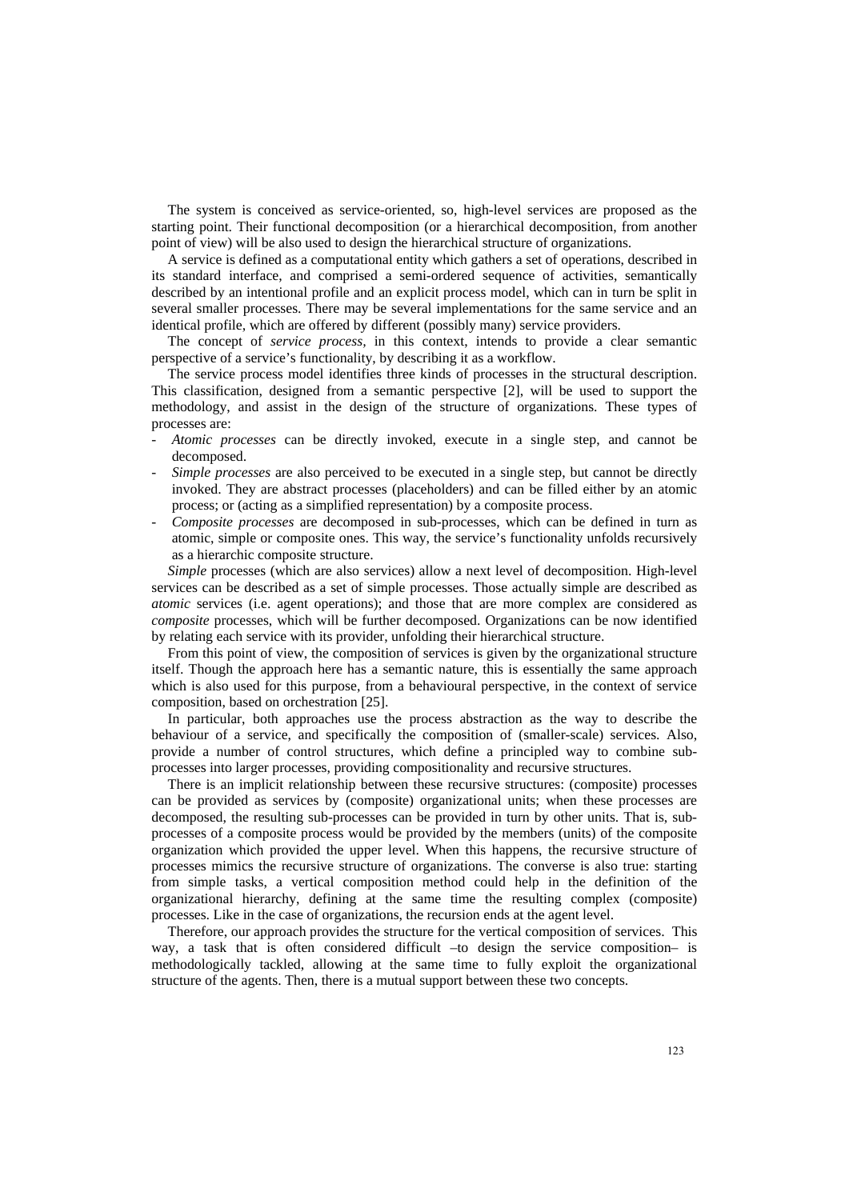The system is conceived as service-oriented, so, high-level services are proposed as the starting point. Their functional decomposition (or a hierarchical decomposition, from another point of view) will be also used to design the hierarchical structure of organizations.

A service is defined as a computational entity which gathers a set of operations, described in its standard interface, and comprised a semi-ordered sequence of activities, semantically described by an intentional profile and an explicit process model, which can in turn be split in several smaller processes. There may be several implementations for the same service and an identical profile, which are offered by different (possibly many) service providers.

The concept of *service process*, in this context, intends to provide a clear semantic perspective of a service's functionality, by describing it as a workflow.

The service process model identifies three kinds of processes in the structural description. This classification, designed from a semantic perspective [2], will be used to support the methodology, and assist in the design of the structure of organizations. These types of processes are:

- *Atomic processes* can be directly invoked, execute in a single step, and cannot be decomposed.
- *Simple processes* are also perceived to be executed in a single step, but cannot be directly invoked. They are abstract processes (placeholders) and can be filled either by an atomic process; or (acting as a simplified representation) by a composite process.
- *Composite processes* are decomposed in sub-processes, which can be defined in turn as atomic, simple or composite ones. This way, the service's functionality unfolds recursively as a hierarchic composite structure.

*Simple* processes (which are also services) allow a next level of decomposition. High-level services can be described as a set of simple processes. Those actually simple are described as *atomic* services (i.e. agent operations); and those that are more complex are considered as *composite* processes, which will be further decomposed. Organizations can be now identified by relating each service with its provider, unfolding their hierarchical structure.

From this point of view, the composition of services is given by the organizational structure itself. Though the approach here has a semantic nature, this is essentially the same approach which is also used for this purpose, from a behavioural perspective, in the context of service composition, based on orchestration [25].

In particular, both approaches use the process abstraction as the way to describe the behaviour of a service, and specifically the composition of (smaller-scale) services. Also, provide a number of control structures, which define a principled way to combine sub-processes into larger processes, providing compositionality and recursive structures.

There is an implicit relationship between these recursive structures: (composite) processes can be provided as services by (composite) organizational units; when these processes are decomposed, the resulting sub-processes can be provided in turn by other units. That is, sub-processes of a composite process would be provided by the members (units) of the composite organization which provided the upper level. When this happens, the recursive structure of processes mimics the recursive structure of organizations. The converse is also true: starting from simple tasks, a vertical composition method could help in the definition of the organizational hierarchy, defining at the same time the resulting complex (composite) processes. Like in the case of organizations, the recursion ends at the agent level.

Therefore, our approach provides the structure for the vertical composition of services. This way, a task that is often considered difficult –to design the service composition– is methodologically tackled, allowing at the same time to fully exploit the organizational structure of the agents. Then, there is a mutual support between these two concepts.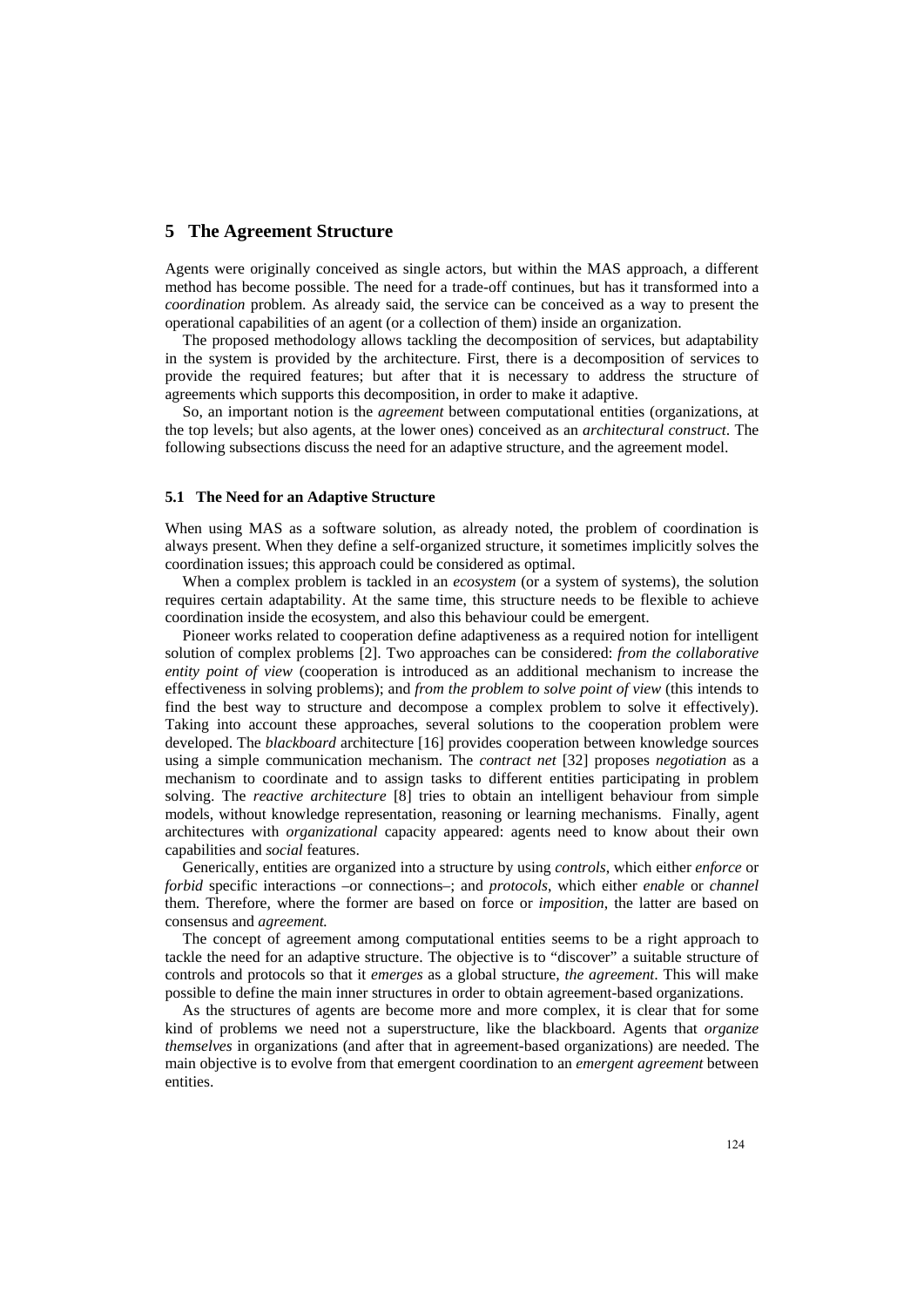## 5 The Agreement Structure

Agents were originally conceived as single actors, but within the MAS approach, a different method has become possible. The need for a trade-off continues, but has it transformed into a *coordination* problem. As already said, the service can be conceived as a way to present the operational capabilities of an agent (or a collection of them) inside an organization.

The proposed methodology allows tackling the decomposition of services, but adaptability in the system is provided by the architecture. First, there is a decomposition of services to provide the required features; but after that it is necessary to address the structure of agreements which supports this decomposition, in order to make it adaptive.

So, an important notion is the *agreement* between computational entities (organizations, at the top levels; but also agents, at the lower ones) conceived as an *architectural construct*. The following subsections discuss the need for an adaptive structure, and the agreement model.

### 5.1 The Need for an Adaptive Structure

When using MAS as a software solution, as already noted, the problem of coordination is always present. When they define a self-organized structure, it sometimes implicitly solves the coordination issues; this approach could be considered as optimal.

When a complex problem is tackled in an *ecosystem* (or a system of systems), the solution requires certain adaptability. At the same time, this structure needs to be flexible to achieve coordination inside the ecosystem, and also this behaviour could be emergent.

Pioneer works related to cooperation define adaptiveness as a required notion for intelligent solution of complex problems [2]. Two approaches can be considered: *from the collaborative entity point of view* (cooperation is introduced as an additional mechanism to increase the effectiveness in solving problems); and *from the problem to solve point of view* (this intends to find the best way to structure and decompose a complex problem to solve it effectively). Taking into account these approaches, several solutions to the cooperation problem were developed. The *blackboard* architecture [16] provides cooperation between knowledge sources using a simple communication mechanism. The *contract net* [32] proposes *negotiation* as a mechanism to coordinate and to assign tasks to different entities participating in problem solving. The *reactive architecture* [8] tries to obtain an intelligent behaviour from simple models, without knowledge representation, reasoning or learning mechanisms. Finally, agent architectures with *organizational* capacity appeared: agents need to know about their own capabilities and *social* features.

Generically, entities are organized into a structure by using *controls*, which either *enforce* or *forbid* specific interactions –or connections–; and *protocols*, which either *enable* or *channel* them. Therefore, where the former are based on force or *imposition*, the latter are based on consensus and *agreement.*

The concept of agreement among computational entities seems to be a right approach to tackle the need for an adaptive structure. The objective is to "discover" a suitable structure of controls and protocols so that it *emerges* as a global structure, *the agreement*. This will make possible to define the main inner structures in order to obtain agreement-based organizations.

As the structures of agents are become more and more complex, it is clear that for some kind of problems we need not a superstructure, like the blackboard. Agents that *organize themselves* in organizations (and after that in agreement-based organizations) are needed. The main objective is to evolve from that emergent coordination to an *emergent agreement* between entities.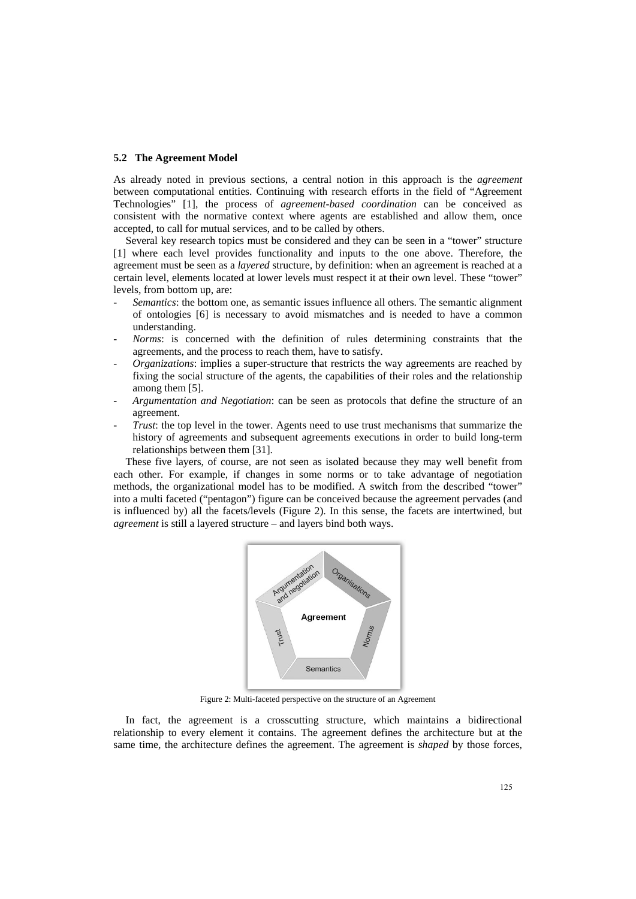### 5.2 The Agreement Model

As already noted in previous sections, a central notion in this approach is the *agreement* between computational entities. Continuing with research efforts in the field of "Agreement Technologies" [1], the process of *agreement-based coordination* can be conceived as consistent with the normative context where agents are established and allow them, once accepted, to call for mutual services, and to be called by others.

Several key research topics must be considered and they can be seen in a "tower" structure [1] where each level provides functionality and inputs to the one above. Therefore, the agreement must be seen as a *layered* structure, by definition: when an agreement is reached at a certain level, elements located at lower levels must respect it at their own level. These "tower" levels, from bottom up, are:

- *Semantics*: the bottom one, as semantic issues influence all others. The semantic alignment of ontologies [6] is necessary to avoid mismatches and is needed to have a common understanding.
- *Norms*: is concerned with the definition of rules determining constraints that the agreements, and the process to reach them, have to satisfy.
- *Organizations*: implies a super-structure that restricts the way agreements are reached by fixing the social structure of the agents, the capabilities of their roles and the relationship among them [5].
- *Argumentation and Negotiation*: can be seen as protocols that define the structure of an agreement.
- *Trust*: the top level in the tower. Agents need to use trust mechanisms that summarize the history of agreements and subsequent agreements executions in order to build long-term relationships between them [31].

These five layers, of course, are not seen as isolated because they may well benefit from each other. For example, if changes in some norms or to take advantage of negotiation methods, the organizational model has to be modified. A switch from the described "tower" into a multi faceted ("pentagon") figure can be conceived because the agreement pervades (and is influenced by) all the facets/levels (Figure 2). In this sense, the facets are intertwined, but *agreement* is still a layered structure – and layers bind both ways.

Figure 2: Multi-faceted perspective on the structure of an Agreement

In fact, the agreement is a crosscutting structure, which maintains a bidirectional relationship to every element it contains. The agreement defines the architecture but at the same time, the architecture defines the agreement. The agreement is *shaped* by those forces,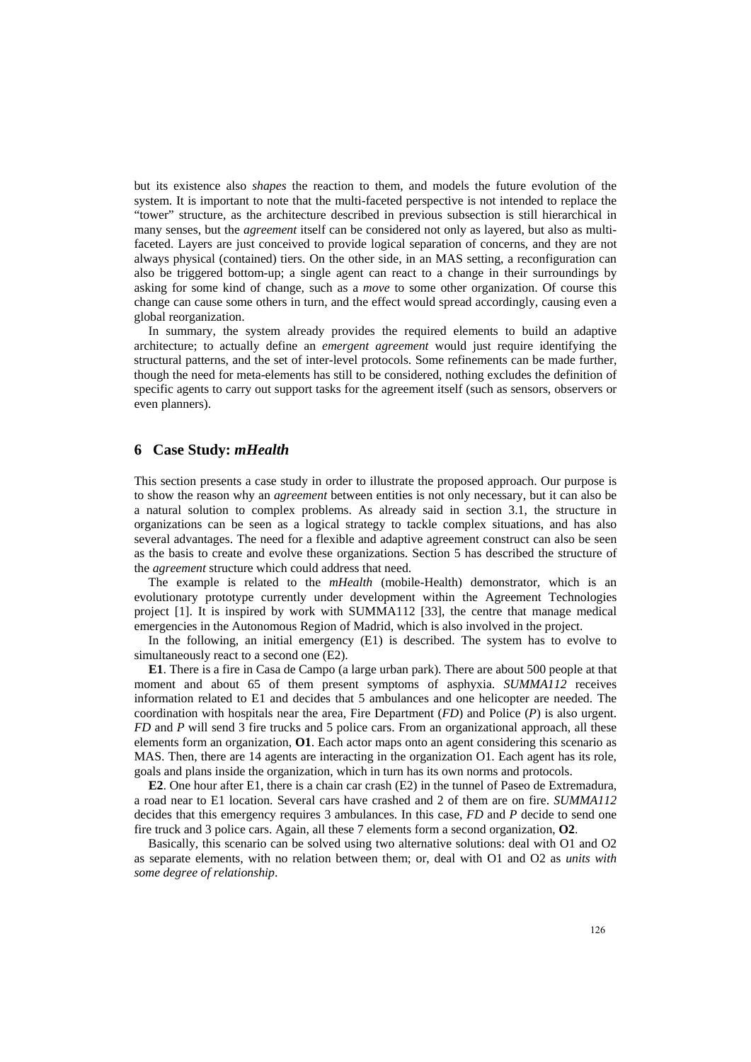but its existence also *shapes* the reaction to them, and models the future evolution of the system. It is important to note that the multi-faceted perspective is not intended to replace the "tower" structure, as the architecture described in previous subsection is still hierarchical in many senses, but the *agreement* itself can be considered not only as layered, but also as multi-faceted. Layers are just conceived to provide logical separation of concerns, and they are not always physical (contained) tiers. On the other side, in an MAS setting, a reconfiguration can also be triggered bottom-up; a single agent can react to a change in their surroundings by asking for some kind of change, such as a *move* to some other organization. Of course this change can cause some others in turn, and the effect would spread accordingly, causing even a global reorganization.

In summary, the system already provides the required elements to build an adaptive architecture; to actually define an *emergent agreement* would just require identifying the structural patterns, and the set of inter-level protocols. Some refinements can be made further, though the need for meta-elements has still to be considered, nothing excludes the definition of specific agents to carry out support tasks for the agreement itself (such as sensors, observers or even planners).

## 6 Case Study: *mHealth*

This section presents a case study in order to illustrate the proposed approach. Our purpose is to show the reason why an *agreement* between entities is not only necessary, but it can also be a natural solution to complex problems. As already said in section 3.1, the structure in organizations can be seen as a logical strategy to tackle complex situations, and has also several advantages. The need for a flexible and adaptive agreement construct can also be seen as the basis to create and evolve these organizations. Section 5 has described the structure of the *agreement* structure which could address that need.

The example is related to the *mHealth* (mobile-Health) demonstrator, which is an evolutionary prototype currently under development within the Agreement Technologies project [1]. It is inspired by work with SUMMA112 [33], the centre that manage medical emergencies in the Autonomous Region of Madrid, which is also involved in the project.

In the following, an initial emergency (E1) is described. The system has to evolve to simultaneously react to a second one (E2).

**E1**. There is a fire in Casa de Campo (a large urban park). There are about 500 people at that moment and about 65 of them present symptoms of asphyxia. *SUMMA112* receives information related to E1 and decides that 5 ambulances and one helicopter are needed. The coordination with hospitals near the area, Fire Department (*FD*) and Police (*P*) is also urgent. *FD* and *P* will send 3 fire trucks and 5 police cars. From an organizational approach, all these elements form an organization, **O1**. Each actor maps onto an agent considering this scenario as MAS. Then, there are 14 agents are interacting in the organization O1. Each agent has its role, goals and plans inside the organization, which in turn has its own norms and protocols.

**E2**. One hour after E1, there is a chain car crash (E2) in the tunnel of Paseo de Extremadura, a road near to E1 location. Several cars have crashed and 2 of them are on fire. *SUMMA112* decides that this emergency requires 3 ambulances. In this case, *FD* and *P* decide to send one fire truck and 3 police cars. Again, all these 7 elements form a second organization, **O2**.

Basically, this scenario can be solved using two alternative solutions: deal with O1 and O2 as separate elements, with no relation between them; or, deal with O1 and O2 as *units with some degree of relationship*.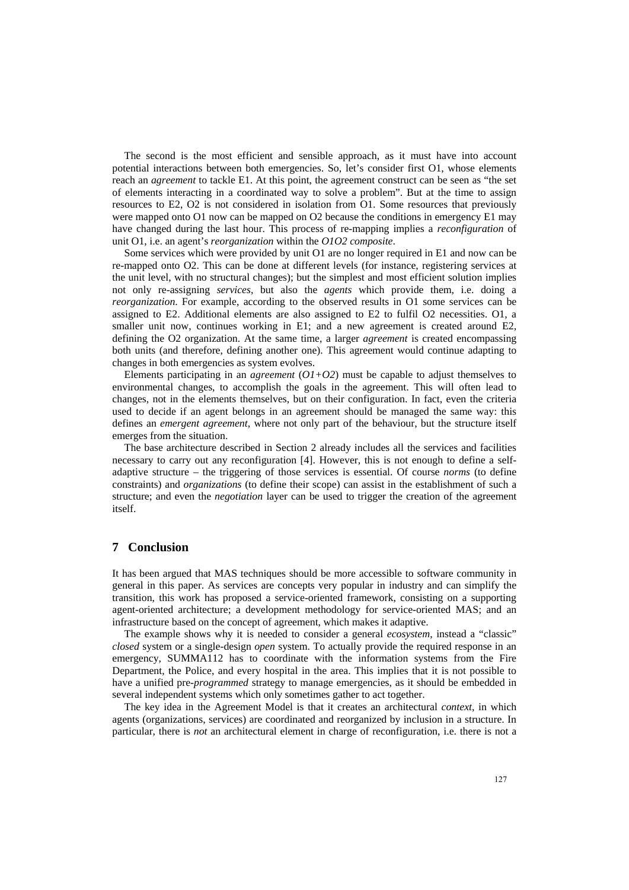The second is the most efficient and sensible approach, as it must have into account potential interactions between both emergencies. So, let's consider first O1, whose elements reach an *agreement* to tackle E1. At this point, the agreement construct can be seen as "the set of elements interacting in a coordinated way to solve a problem". But at the time to assign resources to E2, O2 is not considered in isolation from O1. Some resources that previously were mapped onto O1 now can be mapped on O2 because the conditions in emergency E1 may have changed during the last hour. This process of re-mapping implies a *reconfiguration* of unit O1, i.e. an agent's *reorganization* within the *O1O2 composite*.

Some services which were provided by unit O1 are no longer required in E1 and now can be re-mapped onto O2. This can be done at different levels (for instance, registering services at the unit level, with no structural changes); but the simplest and most efficient solution implies not only re-assigning *services*, but also the *agents* which provide them, i.e. doing a *reorganization*. For example, according to the observed results in O1 some services can be assigned to E2. Additional elements are also assigned to E2 to fulfil O2 necessities. O1, a smaller unit now, continues working in E1; and a new agreement is created around E2, defining the O2 organization. At the same time, a larger *agreement* is created encompassing both units (and therefore, defining another one). This agreement would continue adapting to changes in both emergencies as system evolves.

Elements participating in an *agreement* (*O1+O2*) must be capable to adjust themselves to environmental changes, to accomplish the goals in the agreement. This will often lead to changes, not in the elements themselves, but on their configuration. In fact, even the criteria used to decide if an agent belongs in an agreement should be managed the same way: this defines an *emergent agreement*, where not only part of the behaviour, but the structure itself emerges from the situation.

The base architecture described in Section 2 already includes all the services and facilities necessary to carry out any reconfiguration [4]. However, this is not enough to define a self-adaptive structure – the triggering of those services is essential. Of course *norms* (to define constraints) and *organizations* (to define their scope) can assist in the establishment of such a structure; and even the *negotiation* layer can be used to trigger the creation of the agreement itself.

## 7 Conclusion

It has been argued that MAS techniques should be more accessible to software community in general in this paper. As services are concepts very popular in industry and can simplify the transition, this work has proposed a service-oriented framework, consisting on a supporting agent-oriented architecture; a development methodology for service-oriented MAS; and an infrastructure based on the concept of agreement, which makes it adaptive.

The example shows why it is needed to consider a general *ecosystem*, instead a "classic" *closed* system or a single-design *open* system. To actually provide the required response in an emergency, SUMMA112 has to coordinate with the information systems from the Fire Department, the Police, and every hospital in the area. This implies that it is not possible to have a unified pre-*programmed* strategy to manage emergencies, as it should be embedded in several independent systems which only sometimes gather to act together.

The key idea in the Agreement Model is that it creates an architectural *context*, in which agents (organizations, services) are coordinated and reorganized by inclusion in a structure. In particular, there is *not* an architectural element in charge of reconfiguration, i.e. there is not a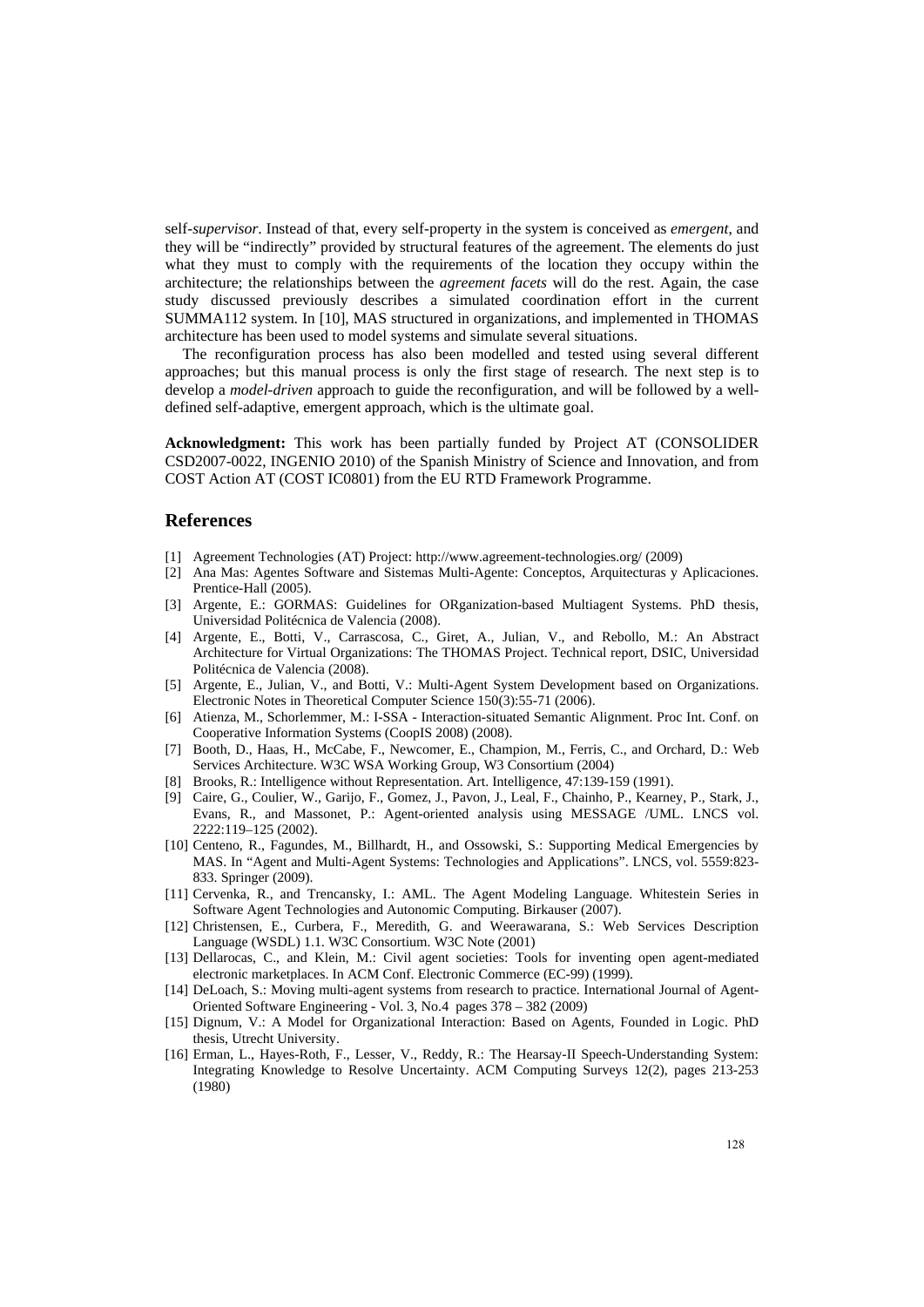self-*supervisor*. Instead of that, every self-property in the system is conceived as *emergent*, and they will be "indirectly" provided by structural features of the agreement. The elements do just what they must to comply with the requirements of the location they occupy within the architecture; the relationships between the *agreement facets* will do the rest. Again, the case study discussed previously describes a simulated coordination effort in the current SUMMA112 system. In [10], MAS structured in organizations, and implemented in THOMAS architecture has been used to model systems and simulate several situations.

The reconfiguration process has also been modelled and tested using several different approaches; but this manual process is only the first stage of research. The next step is to develop a *model-driven* approach to guide the reconfiguration, and will be followed by a well-defined self-adaptive, emergent approach, which is the ultimate goal.

**Acknowledgment:** This work has been partially funded by Project AT (CONSOLIDER CSD2007-0022, INGENIO 2010) of the Spanish Ministry of Science and Innovation, and from COST Action AT (COST IC0801) from the EU RTD Framework Programme.

## References

[1] Agreement Technologies (AT) Project: http://www.agreement-technologies.org/ (2009)

[2] Ana Mas: Agentes Software and Sistemas Multi-Agente: Conceptos, Arquitecturas y Aplicaciones. Prentice-Hall (2005).

[3] Argente, E.: GORMAS: Guidelines for ORganization-based Multiagent Systems. PhD thesis, Universidad Politécnica de Valencia (2008).

[4] Argente, E., Botti, V., Carrascosa, C., Giret, A., Julian, V., and Rebollo, M.: An Abstract Architecture for Virtual Organizations: The THOMAS Project. Technical report, DSIC, Universidad Politécnica de Valencia (2008).

[5] Argente, E., Julian, V., and Botti, V.: Multi-Agent System Development based on Organizations. Electronic Notes in Theoretical Computer Science 150(3):55-71 (2006).

[6] Atienza, M., Schorlemmer, M.: I-SSA - Interaction-situated Semantic Alignment. Proc Int. Conf. on Cooperative Information Systems (CoopIS 2008) (2008).

[7] Booth, D., Haas, H., McCabe, F., Newcomer, E., Champion, M., Ferris, C., and Orchard, D.: Web Services Architecture. W3C WSA Working Group, W3 Consortium (2004)

[8] Brooks, R.: Intelligence without Representation. Art. Intelligence, 47:139-159 (1991).

[9] Caire, G., Coulier, W., Garijo, F., Gomez, J., Pavon, J., Leal, F., Chainho, P., Kearney, P., Stark, J., Evans, R., and Massonet, P.: Agent-oriented analysis using MESSAGE /UML. LNCS vol. 2222:119–125 (2002).

[10] Centeno, R., Fagundes, M., Billhardt, H., and Ossowski, S.: Supporting Medical Emergencies by MAS. In "Agent and Multi-Agent Systems: Technologies and Applications". LNCS, vol. 5559:823-833. Springer (2009).

[11] Cervenka, R., and Trencansky, I.: AML. The Agent Modeling Language. Whitestein Series in Software Agent Technologies and Autonomic Computing. Birkauser (2007).

[12] Christensen, E., Curbera, F., Meredith, G. and Weerawarana, S.: Web Services Description Language (WSDL) 1.1. W3C Consortium. W3C Note (2001)

[13] Dellarocas, C., and Klein, M.: Civil agent societies: Tools for inventing open agent-mediated electronic marketplaces. In ACM Conf. Electronic Commerce (EC-99) (1999).

[14] DeLoach, S.: Moving multi-agent systems from research to practice. International Journal of Agent-Oriented Software Engineering - Vol. 3, No.4 pages 378 – 382 (2009)

[15] Dignum, V.: A Model for Organizational Interaction: Based on Agents, Founded in Logic. PhD thesis, Utrecht University.

[16] Erman, L., Hayes-Roth, F., Lesser, V., Reddy, R.: The Hearsay-II Speech-Understanding System: Integrating Knowledge to Resolve Uncertainty. ACM Computing Surveys 12(2), pages 213-253 (1980)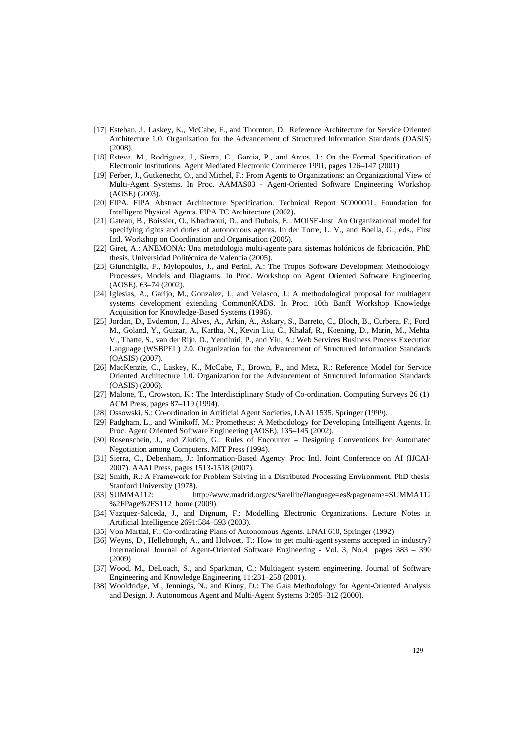[17] Esteban, J., Laskey, K., McCabe, F., and Thornton, D.: Reference Architecture for Service Oriented Architecture 1.0. Organization for the Advancement of Structured Information Standards (OASIS) (2008).

[18] Esteva, M., Rodriguez, J., Sierra, C., Garcia, P., and Arcos, J.: On the Formal Specification of Electronic Institutions. Agent Mediated Electronic Commerce 1991, pages 126–147 (2001)

[19] Ferber, J., Gutkenecht, O., and Michel, F.: From Agents to Organizations: an Organizational View of Multi-Agent Systems. In Proc. AAMAS03 - Agent-Oriented Software Engineering Workshop (AOSE) (2003).

[20] FIPA. FIPA Abstract Architecture Specification. Technical Report SC00001L, Foundation for Intelligent Physical Agents. FIPA TC Architecture (2002).

[21] Gateau, B., Boissier, O., Khadraoui, D., and Dubois, E.: MOISE-Inst: An Organizational model for specifying rights and duties of autonomous agents. In der Torre, L. V., and Boella, G., eds., First Intl. Workshop on Coordination and Organisation (2005).

[22] Giret, A.: ANEMONA: Una metodología multi-agente para sistemas holónicos de fabricación. PhD thesis, Universidad Politécnica de Valencia (2005).

[23] Giunchiglia, F., Mylopoulos, J., and Perini, A.: The Tropos Software Development Methodology: Processes, Models and Diagrams. In Proc. Workshop on Agent Oriented Software Engineering (AOSE), 63–74 (2002).

[24] Iglesias, A., Garijo, M., Gonzalez, J., and Velasco, J.: A methodological proposal for multiagent systems development extending CommonKADS. In Proc. 10th Banff Workshop Knowledge Acquisition for Knowledge-Based Systems (1996).

[25] Jordan, D., Evdemon, J., Alves, A., Arkin, A., Askary, S., Barreto, C., Bloch, B., Curbera, F., Ford, M., Goland, Y., Guizar, A., Kartha, N., Kevin Liu, C., Khalaf, R., Koening, D., Marin, M., Mehta, V., Thatte, S., van der Rijn, D., Yendluiri, P., and Yiu, A.: Web Services Business Process Execution Language (WSBPEL) 2.0. Organization for the Advancement of Structured Information Standards (OASIS) (2007).

[26] MacKenzie, C., Laskey, K., McCabe, F., Brown, P., and Metz, R.: Reference Model for Service Oriented Architecture 1.0. Organization for the Advancement of Structured Information Standards (OASIS) (2006).

[27] Malone, T., Crowston, K.: The Interdisciplinary Study of Co-ordination. Computing Surveys 26 (1). ACM Press, pages 87–119 (1994).

[28] Ossowski, S.: Co-ordination in Artificial Agent Societies, LNAI 1535. Springer (1999).

[29] Padgham, L., and Winikoff, M.: Prometheus: A Methodology for Developing Intelligent Agents. In Proc. Agent Oriented Software Engineering (AOSE), 135–145 (2002).

[30] Rosenschein, J., and Zlotkin, G.: Rules of Encounter – Designing Conventions for Automated Negotiation among Computers. MIT Press (1994).

[31] Sierra, C., Debenham, J.: Information-Based Agency. Proc Intl. Joint Conference on AI (IJCAI-2007). AAAI Press, pages 1513-1518 (2007).

[32] Smith, R.: A Framework for Problem Solving in a Distributed Processing Environment. PhD thesis, Stanford University (1978).

[33] SUMMA112: http://www.madrid.org/cs/Satellite?language=es&pagename=SUMMA112%2FPage%2FS112_home (2009).

[34] Vazquez-Salceda, J., and Dignum, F.: Modelling Electronic Organizations. Lecture Notes in Artificial Intelligence 2691:584–593 (2003).

[35] Von Martial, F.: Co-ordinating Plans of Autonomous Agents. LNAI 610, Springer (1992)

[36] Weyns, D., Helleboogh, A., and Holvoet, T.: How to get multi-agent systems accepted in industry? International Journal of Agent-Oriented Software Engineering - Vol. 3, No.4 pages 383 – 390 (2009)

[37] Wood, M., DeLoach, S., and Sparkman, C.: Multiagent system engineering. Journal of Software Engineering and Knowledge Engineering 11:231–258 (2001).

[38] Wooldridge, M., Jennings, N., and Kinny, D.: The Gaia Methodology for Agent-Oriented Analysis and Design. J. Autonomous Agent and Multi-Agent Systems 3:285–312 (2000).